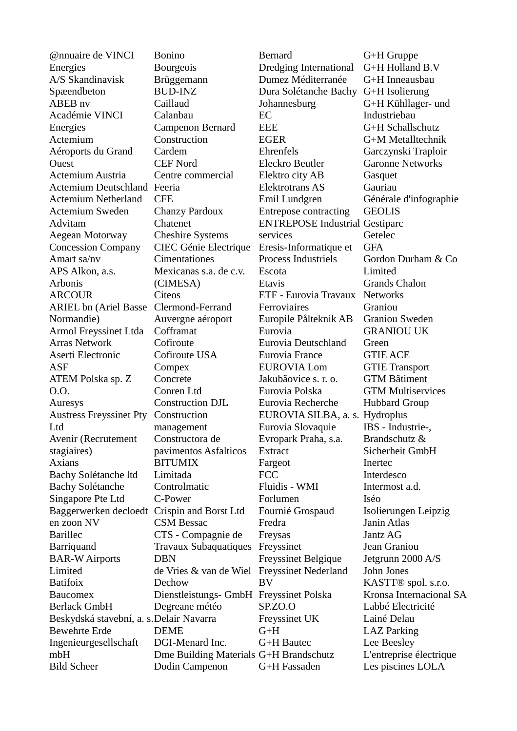@nnuaire de VINCI Energies
A/S Skandinavisk Spæendbeton
ABEB nv
Académie VINCI Energies
Actemium
Aéroports du Grand Ouest
Actemium Austria
Actemium Deutschland
Actemium Netherland
Actemium Sweden
Advitam
Aegean Motorway Concession Company
Amart sa/nv
APS Alkon, a.s.
Arbonis
ARCOUR
ARIEL bn (Ariel Basse Normandie)
Armol Freyssinet Ltda
Arras Network
Aserti Electronic
ASF
ATEM Polska sp. Z O.O.
Auresys
Austress Freyssinet Pty Ltd
Avenir (Recrutement stagiaires)
Axians
Bachy Solétanche ltd
Bachy Solétanche Singapore Pte Ltd
Baggerwerken decloedt en zoon NV
Barillec
Barriquand
BAR-W Airports Limited
Batifoix
Baucomex
Berlack GmbH
Beskydská stavební, a. s.
Bewehrte Erde Ingenieurgesellschaft mbH
Bild Scheer
Bonino
Bourgeois
Brüggemann
BUD-INZ
Caillaud
Calanbau
Campenon Bernard Construction
Cardem
CEF Nord
Centre commercial Feeria
CFE
Chanzy Pardoux
Chatenet
Cheshire Systems
CIEC Génie Electrique
Cimentationes Mexicanas s.a. de c.v. (CIMESA)
Citeos
Clermond-Ferrand Auvergne aéroport
Coffratmat
Cofiroute
Cofiroute USA
Compex
Concrete
Conren Ltd
Construction DJL
Construction management
Constructora de pavimentos Asfalticos BITUMIX Limitada
Controlmatic
C-Power
Crispin and Borst Ltd
CSM Bessac
CTS - Compagnie de Travaux Subaquatiques
DBN
de Vries & van de Wiel
Dechow
Dienstleistungs- GmbH
Degreane météo
Delair Navarra
DEME
DGI-Menard Inc.
Dme Building Materials
Dodin Campenon
Bernard
Dredging International
Dumez Méditerranée
Dura Solétanche Bachy Johannesburg
EC
EEE
EGER
Ehrenfels
Eleckro Beutler
Elektro city AB
Elektrotrans AS
Emil Lundgren
Entrepose contracting
ENTREPOSE Industrial services
Eresis-Informatique et Process Industriels
Escota
Etavis
ETF - Eurovia Travaux Ferroviaires
Europile Pålteknik AB
Eurovia
Eurovia Deutschland
Eurovia France
EUROVIA Lom Jakubãovice s. r. o.
Eurovia Polska
Eurovia Recherche
EUROVIA SILBA, a. s.
Eurovia Slovaquie
Evropark Praha, s.a.
Extract
Fargeot
FCC
Fluidis - WMI
Forlumen
Fournié Grospaud
Fredra
Freysas
Freyssinet
Freyssinet Belgique
Freyssinet Nederland BV
Freyssinet Polska SP.ZO.O
Freyssinet UK
G+H
G+H Bautec
G+H Brandschutz
G+H Fassaden
G+H Gruppe
G+H Holland B.V
G+H Inneausbau
G+H Isolierung
G+H Kühllager- und Industriebau
G+H Schallschutz
G+M Metalltechnik
Garczynski Traploir
Garonne Networks
Gasquet
Gauriau
Générale d'infographie
GEOLIS
Gestiparc
Getelec
GFA
Gordon Durham & Co Limited
Grands Chalon Networks
Graniou
Graniou Sweden
GRANIOU UK
Green
GTIE ACE
GTIE Transport
GTM Bâtiment
GTM Multiservices
Hubbard Group
Hydroplus
IBS - Industrie-, Brandschutz & Sicherheit GmbH
Inertec
Interdesco
Intermost a.d.
Iséo
Isolierungen Leipzig
Janin Atlas
Jantz AG
Jean Graniou
Jetgrunn 2000 A/S
John Jones
KASTT® spol. s.r.o.
Kronsa Internacional SA
Labbé Electricité
Lainé Delau
LAZ Parking
Lee Beesley
L'entreprise électrique
Les piscines LOLA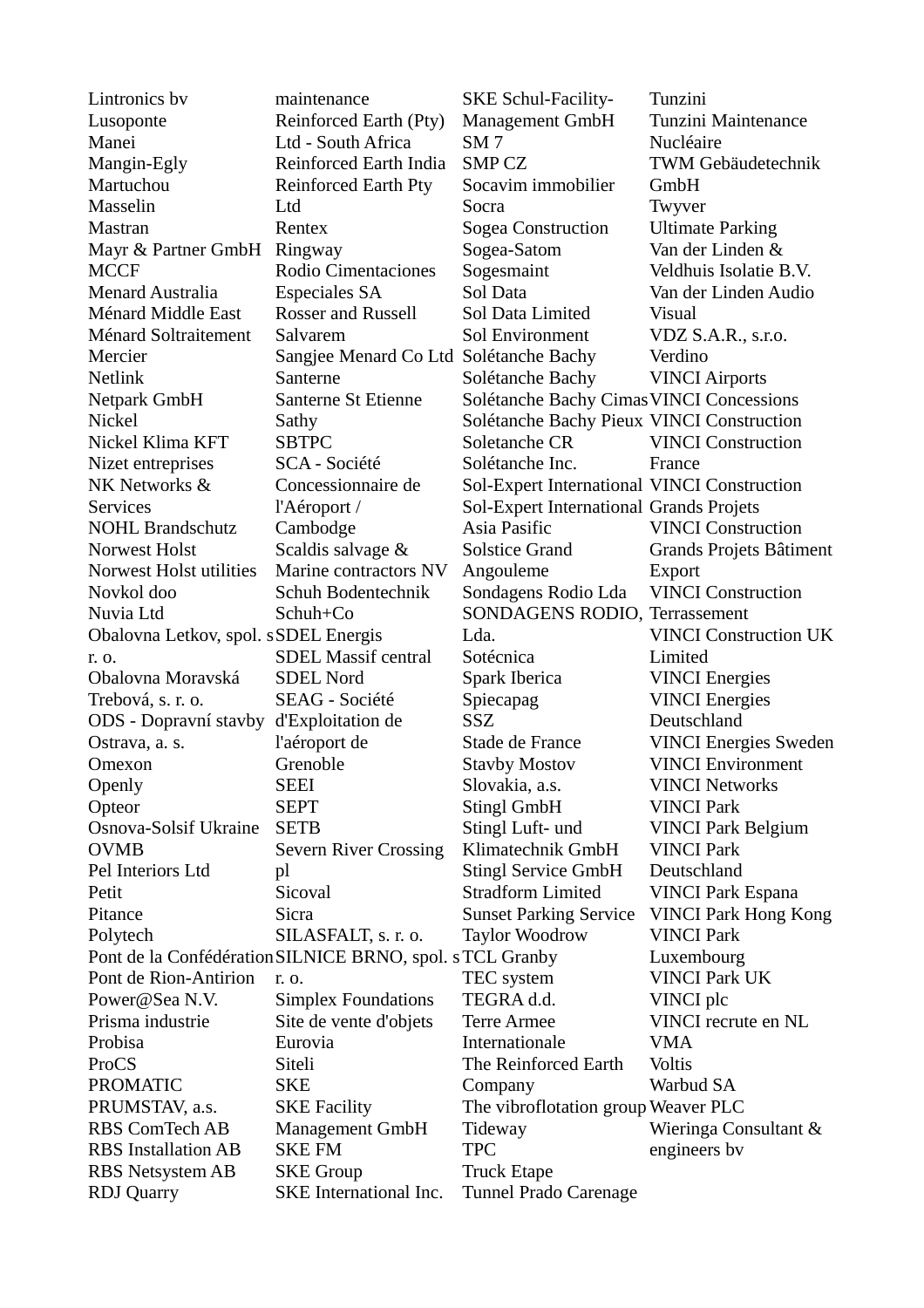Lintronics bv
Lusoponte
Manei
Mangin-Egly
Martuchou
Masselin
Mastran
Mayr & Partner GmbH
MCCF
Menard Australia
Ménard Middle East
Ménard Soltraitement
Mercier
Netlink
Netpark GmbH
Nickel
Nickel Klima KFT
Nizet entreprises
NK Networks & Services
NOHL Brandschutz
Norwest Holst
Norwest Holst utilities
Novkol doo
Nuvia Ltd
Obalovna Letkov, spol. s r. o.
Obalovna Moravská Trebová, s. r. o.
ODS - Dopravní stavby Ostrava, a. s.
Omexon
Openly
Opteor
Osnova-Solsif Ukraine
OVMB
Pel Interiors Ltd
Petit
Pitance
Polytech
Pont de la Confédération
Pont de Rion-Antirion
Power@Sea N.V.
Prisma industrie
Probisa
ProCS
PROMATIC
PRUMSTAV, a.s.
RBS ComTech AB
RBS Installation AB
RBS Netsystem AB
RDJ Quarry
maintenance
Reinforced Earth (Pty) Ltd - South Africa
Reinforced Earth India
Reinforced Earth Pty Ltd
Rentex
Ringway
Rodio Cimentaciones Especiales SA
Rosser and Russell
Salvarem
Sangjee Menard Co Ltd
Santerne
Santerne St Etienne
Sathy
SBTPC
SCA - Société Concessionnaire de l'Aéroport / Cambodge
Scaldis salvage & Marine contractors NV
Schuh Bodentechnik
Schuh+Co
SDEL Energis
SDEL Massif central
SDEL Nord
SEAG - Société d'Exploitation de l'aéroport de Grenoble
SEEI
SEPT
SETB
Severn River Crossing pl
Sicoval
Sicra
SILASFALT, s. r. o.
SILNICE BRNO, spol. s r. o.
Simplex Foundations
Site de vente d'objets Eurovia
Siteli
SKE
SKE Facility Management GmbH
SKE FM
SKE Group
SKE International Inc.
SKE Schul-Facility-Management GmbH
SM 7
SMP CZ
Socavim immobilier
Socra
Sogea Construction
Sogea-Satom
Sogesmaint
Sol Data
Sol Data Limited
Sol Environment
Solétanche Bachy
Solétanche Bachy
Solétanche Bachy Cimas
Solétanche Bachy Pieux
Soletanche CR
Solétanche Inc.
Sol-Expert International
Sol-Expert International Asia Pasific
Solstice Grand Angouleme
Sondagens Rodio Lda
SONDAGENS RODIO, Lda.
Sotécnica
Spark Iberica
Spiecapag
SSZ
Stade de France
Stavby Mostov Slovakia, a.s.
Stingl GmbH
Stingl Luft- und Klimatechnik GmbH
Stingl Service GmbH
Stradform Limited
Sunset Parking Service
Taylor Woodrow
TCL Granby
TEC system
TEGRA d.d.
Terre Armee Internationale
The Reinforced Earth Company
The vibroflotation group
Tideway
TPC
Truck Etape
Tunnel Prado Carenage
Tunzini
Tunzini Maintenance Nucléaire
TWM Gebäudetechnik GmbH
Twyver
Ultimate Parking
Van der Linden & Veldhuis Isolatie B.V.
Van der Linden Audio Visual
VDZ S.A.R., s.r.o.
Verdino
VINCI Airports
VINCI Concessions
VINCI Construction
VINCI Construction France
VINCI Construction Grands Projets
VINCI Construction Grands Projets Bâtiment Export
VINCI Construction Terrassement
VINCI Construction UK Limited
VINCI Energies
VINCI Energies Deutschland
VINCI Energies Sweden
VINCI Environment
VINCI Networks
VINCI Park
VINCI Park Belgium
VINCI Park Deutschland
VINCI Park Espana
VINCI Park Hong Kong
VINCI Park Luxembourg
VINCI Park UK
VINCI plc
VINCI recrute en NL
VMA
Voltis
Warbud SA
Weaver PLC
Wieringa Consultant & engineers bv